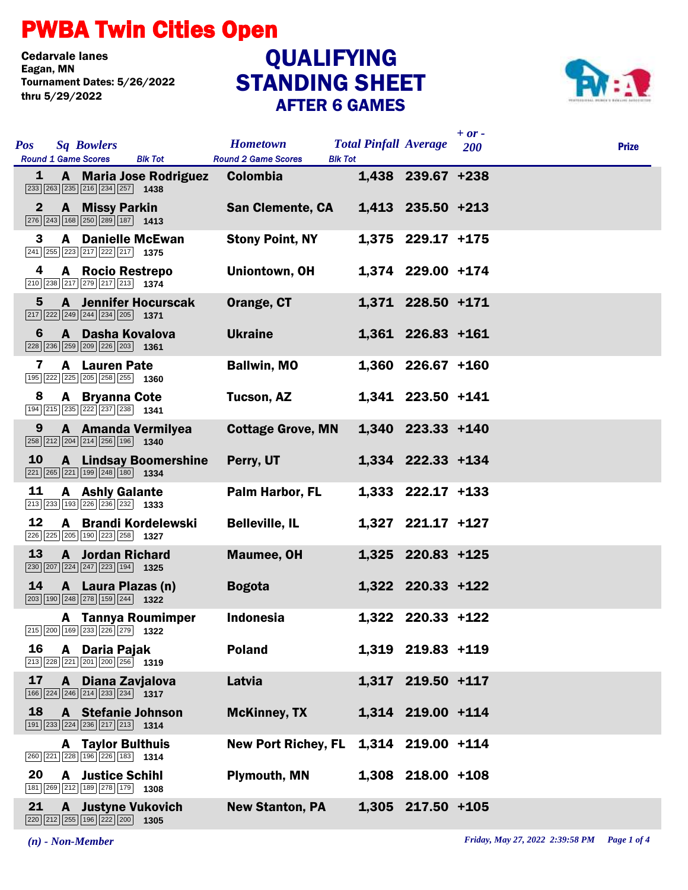# PWBA Twin Cities Open

Cedarvale lanes
Eagan, MN
Tournament Dates: 5/26/2022
thru 5/29/2022

## QUALIFYING STANDING SHEET
### AFTER 6 GAMES

| Pos | Sq | Bowlers | Round 1 Game Scores | Blk Tot | Hometown | Total Pinfall | Average | + or - 200 | Prize |
|---|---|---|---|---|---|---|---|---|---|
| 1 | A | Maria Jose Rodriguez | 233 263 235 216 234 257 | 1438 | Colombia | 1,438 | 239.67 | +238 | |
| 2 | A | Missy Parkin | 276 243 168 250 289 187 | 1413 | San Clemente, CA | 1,413 | 235.50 | +213 | |
| 3 | A | Danielle McEwan | 241 255 223 217 222 217 | 1375 | Stony Point, NY | 1,375 | 229.17 | +175 | |
| 4 | A | Rocio Restrepo | 210 238 217 279 217 213 | 1374 | Uniontown, OH | 1,374 | 229.00 | +174 | |
| 5 | A | Jennifer Hocurscak | 217 222 249 244 234 205 | 1371 | Orange, CT | 1,371 | 228.50 | +171 | |
| 6 | A | Dasha Kovalova | 228 236 259 209 226 203 | 1361 | Ukraine | 1,361 | 226.83 | +161 | |
| 7 | A | Lauren Pate | 195 222 225 205 258 255 | 1360 | Ballwin, MO | 1,360 | 226.67 | +160 | |
| 8 | A | Bryanna Cote | 194 215 235 222 237 238 | 1341 | Tucson, AZ | 1,341 | 223.50 | +141 | |
| 9 | A | Amanda Vermilyea | 258 212 204 214 256 196 | 1340 | Cottage Grove, MN | 1,340 | 223.33 | +140 | |
| 10 | A | Lindsay Boomershine | 221 265 221 199 248 180 | 1334 | Perry, UT | 1,334 | 222.33 | +134 | |
| 11 | A | Ashly Galante | 213 233 193 226 236 232 | 1333 | Palm Harbor, FL | 1,333 | 222.17 | +133 | |
| 12 | A | Brandi Kordelewski | 226 225 205 190 223 258 | 1327 | Belleville, IL | 1,327 | 221.17 | +127 | |
| 13 | A | Jordan Richard | 230 207 224 247 223 194 | 1325 | Maumee, OH | 1,325 | 220.83 | +125 | |
| 14 | A | Laura Plazas (n) | 203 190 248 278 159 244 | 1322 | Bogota | 1,322 | 220.33 | +122 | |
| | A | Tannya Roumimper | 215 200 169 233 226 279 | 1322 | Indonesia | 1,322 | 220.33 | +122 | |
| 16 | A | Daria Pajak | 213 228 221 201 200 256 | 1319 | Poland | 1,319 | 219.83 | +119 | |
| 17 | A | Diana Zavjalova | 166 224 246 214 233 234 | 1317 | Latvia | 1,317 | 219.50 | +117 | |
| 18 | A | Stefanie Johnson | 191 233 224 236 217 213 | 1314 | McKinney, TX | 1,314 | 219.00 | +114 | |
| | A | Taylor Bulthuis | 260 221 228 196 226 183 | 1314 | New Port Richey, FL | 1,314 | 219.00 | +114 | |
| 20 | A | Justice Schihl | 181 269 212 189 278 179 | 1308 | Plymouth, MN | 1,308 | 218.00 | +108 | |
| 21 | A | Justyne Vukovich | 220 212 255 196 222 200 | 1305 | New Stanton, PA | 1,305 | 217.50 | +105 | |

*(n) - Non-Member*

*Friday, May 27, 2022 2:39:58 PM*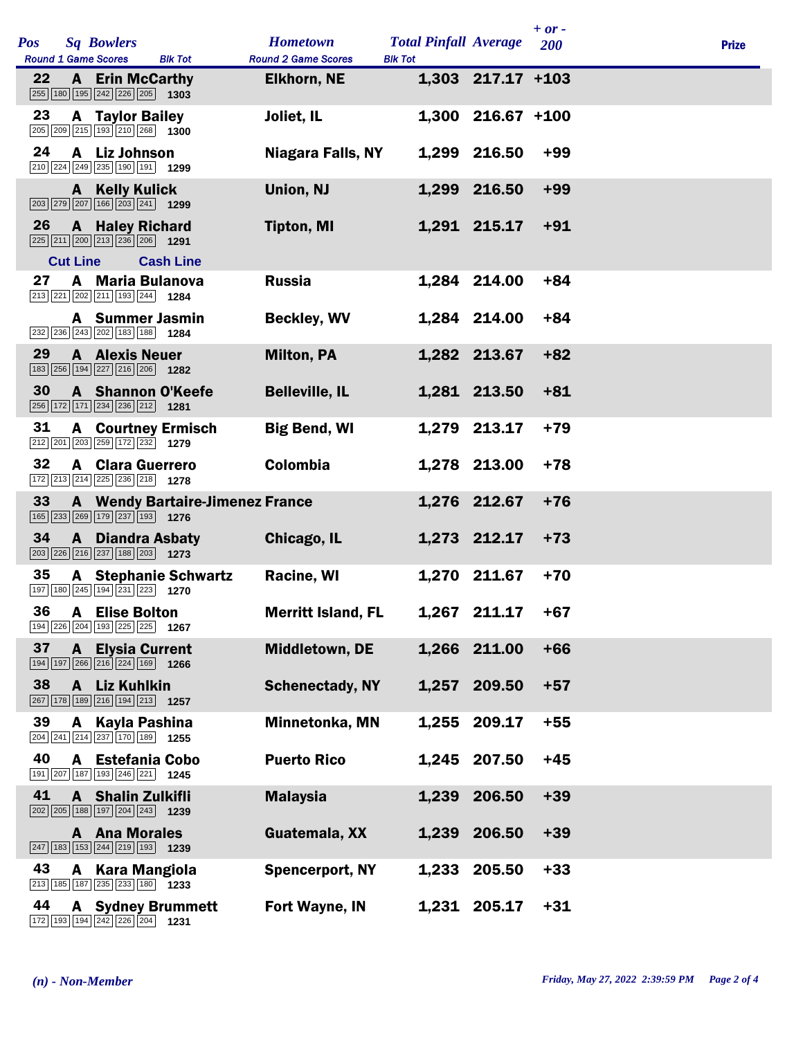| Pos | Sq | Bowlers | Hometown | Total Pinfall | Average | + or - 200 | Prize |
|---|---|---|---|---|---|---|---|
| Round 1 Game Scores | | Blk Tot | Round 2 Game Scores | Blk Tot | | | |
| 22 | A | Erin McCarthy | Elkhorn, NE | 1,303 | 217.17 | +103 | |
| 255 180 195 242 226 205 | | 1303 | | | | | |
| 23 | A | Taylor Bailey | Joliet, IL | 1,300 | 216.67 | +100 | |
| 205 209 215 193 210 268 | | 1300 | | | | | |
| 24 | A | Liz Johnson | Niagara Falls, NY | 1,299 | 216.50 | +99 | |
| 210 224 249 235 190 191 | | 1299 | | | | | |
| | A | Kelly Kulick | Union, NJ | 1,299 | 216.50 | +99 | |
| 203 279 207 166 203 241 | | 1299 | | | | | |
| 26 | A | Haley Richard | Tipton, MI | 1,291 | 215.17 | +91 | |
| 225 211 200 213 236 206 | | 1291 | | | | | |
| Cut Line | | Cash Line | | | | | |
| 27 | A | Maria Bulanova | Russia | 1,284 | 214.00 | +84 | |
| 213 221 202 211 193 244 | | 1284 | | | | | |
| | A | Summer Jasmin | Beckley, WV | 1,284 | 214.00 | +84 | |
| 232 236 243 202 183 188 | | 1284 | | | | | |
| 29 | A | Alexis Neuer | Milton, PA | 1,282 | 213.67 | +82 | |
| 183 256 194 227 216 206 | | 1282 | | | | | |
| 30 | A | Shannon O'Keefe | Belleville, IL | 1,281 | 213.50 | +81 | |
| 256 172 171 234 236 212 | | 1281 | | | | | |
| 31 | A | Courtney Ermisch | Big Bend, WI | 1,279 | 213.17 | +79 | |
| 212 201 203 259 172 232 | | 1279 | | | | | |
| 32 | A | Clara Guerrero | Colombia | 1,278 | 213.00 | +78 | |
| 172 213 214 225 236 218 | | 1278 | | | | | |
| 33 | A | Wendy Bartaire-Jimenez | France | 1,276 | 212.67 | +76 | |
| 165 233 269 179 237 193 | | 1276 | | | | | |
| 34 | A | Diandra Asbaty | Chicago, IL | 1,273 | 212.17 | +73 | |
| 203 226 216 237 188 203 | | 1273 | | | | | |
| 35 | A | Stephanie Schwartz | Racine, WI | 1,270 | 211.67 | +70 | |
| 197 180 245 194 231 223 | | 1270 | | | | | |
| 36 | A | Elise Bolton | Merritt Island, FL | 1,267 | 211.17 | +67 | |
| 194 226 204 193 225 225 | | 1267 | | | | | |
| 37 | A | Elysia Current | Middletown, DE | 1,266 | 211.00 | +66 | |
| 194 197 266 216 224 169 | | 1266 | | | | | |
| 38 | A | Liz Kuhlkin | Schenectady, NY | 1,257 | 209.50 | +57 | |
| 267 178 189 216 194 213 | | 1257 | | | | | |
| 39 | A | Kayla Pashina | Minnetonka, MN | 1,255 | 209.17 | +55 | |
| 204 241 214 237 170 189 | | 1255 | | | | | |
| 40 | A | Estefania Cobo | Puerto Rico | 1,245 | 207.50 | +45 | |
| 191 207 187 193 246 221 | | 1245 | | | | | |
| 41 | A | Shalin Zulkifli | Malaysia | 1,239 | 206.50 | +39 | |
| 202 205 188 197 204 243 | | 1239 | | | | | |
| | A | Ana Morales | Guatemala, XX | 1,239 | 206.50 | +39 | |
| 247 183 153 244 219 193 | | 1239 | | | | | |
| 43 | A | Kara Mangiola | Spencerport, NY | 1,233 | 205.50 | +33 | |
| 213 185 187 235 233 180 | | 1233 | | | | | |
| 44 | A | Sydney Brummett | Fort Wayne, IN | 1,231 | 205.17 | +31 | |
| 172 193 194 242 226 204 | | 1231 | | | | | |

*(n) - Non-Member*

*Friday, May 27, 2022 2:39:59 PM*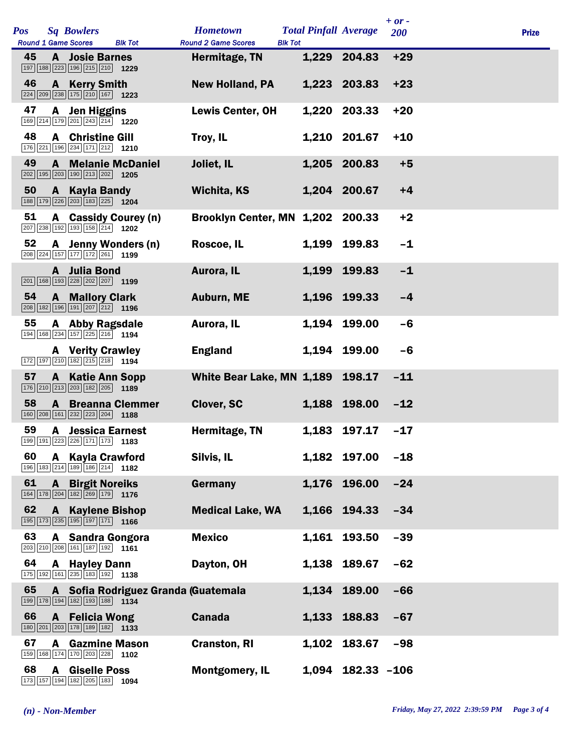| Pos | Sq | Bowlers | Hometown | Total Pinfall | Average | + or - 200 | Prize |
|---|---|---|---|---|---|---|---|
| Round 1 Game Scores | | | Round 2 Game Scores | | | | |
| 45 | A | Josie Barnes | Hermitage, TN | 1,229 | 204.83 | +29 | |
| | | 197 188 223 196 215 210 1229 | | | | | |
| 46 | A | Kerry Smith | New Holland, PA | 1,223 | 203.83 | +23 | |
| | | 224 209 238 175 210 167 1223 | | | | | |
| 47 | A | Jen Higgins | Lewis Center, OH | 1,220 | 203.33 | +20 | |
| | | 169 214 179 201 243 214 1220 | | | | | |
| 48 | A | Christine Gill | Troy, IL | 1,210 | 201.67 | +10 | |
| | | 176 221 196 234 171 212 1210 | | | | | |
| 49 | A | Melanie McDaniel | Joliet, IL | 1,205 | 200.83 | +5 | |
| | | 202 195 203 190 213 202 1205 | | | | | |
| 50 | A | Kayla Bandy | Wichita, KS | 1,204 | 200.67 | +4 | |
| | | 188 179 226 203 183 225 1204 | | | | | |
| 51 | A | Cassidy Courey (n) | Brooklyn Center, MN | 1,202 | 200.33 | +2 | |
| | | 207 238 192 193 158 214 1202 | | | | | |
| 52 | A | Jenny Wonders (n) | Roscoe, IL | 1,199 | 199.83 | -1 | |
| | | 208 224 157 177 172 261 1199 | | | | | |
| | A | Julia Bond | Aurora, IL | 1,199 | 199.83 | -1 | |
| | | 201 168 193 228 202 207 1199 | | | | | |
| 54 | A | Mallory Clark | Auburn, ME | 1,196 | 199.33 | -4 | |
| | | 208 182 196 191 207 212 1196 | | | | | |
| 55 | A | Abby Ragsdale | Aurora, IL | 1,194 | 199.00 | -6 | |
| | | 194 168 234 157 225 216 1194 | | | | | |
| | A | Verity Crawley | England | 1,194 | 199.00 | -6 | |
| | | 172 197 210 182 215 218 1194 | | | | | |
| 57 | A | Katie Ann Sopp | White Bear Lake, MN | 1,189 | 198.17 | -11 | |
| | | 176 210 213 203 182 205 1189 | | | | | |
| 58 | A | Breanna Clemmer | Clover, SC | 1,188 | 198.00 | -12 | |
| | | 160 208 161 232 223 204 1188 | | | | | |
| 59 | A | Jessica Earnest | Hermitage, TN | 1,183 | 197.17 | -17 | |
| | | 199 191 223 226 171 173 1183 | | | | | |
| 60 | A | Kayla Crawford | Silvis, IL | 1,182 | 197.00 | -18 | |
| | | 196 183 214 189 186 214 1182 | | | | | |
| 61 | A | Birgit Noreiks | Germany | 1,176 | 196.00 | -24 | |
| | | 164 178 204 182 269 179 1176 | | | | | |
| 62 | A | Kaylene Bishop | Medical Lake, WA | 1,166 | 194.33 | -34 | |
| | | 195 173 235 195 197 171 1166 | | | | | |
| 63 | A | Sandra Gongora | Mexico | 1,161 | 193.50 | -39 | |
| | | 203 210 208 161 187 192 1161 | | | | | |
| 64 | A | Hayley Dann | Dayton, OH | 1,138 | 189.67 | -62 | |
| | | 175 192 161 235 183 192 1138 | | | | | |
| 65 | A | Sofia Rodriguez Granda (Guatemala | | 1,134 | 189.00 | -66 | |
| | | 199 178 194 182 193 188 1134 | | | | | |
| 66 | A | Felicia Wong | Canada | 1,133 | 188.83 | -67 | |
| | | 180 201 203 178 189 182 1133 | | | | | |
| 67 | A | Gazmine Mason | Cranston, RI | 1,102 | 183.67 | -98 | |
| | | 159 168 174 170 203 228 1102 | | | | | |
| 68 | A | Giselle Poss | Montgomery, IL | 1,094 | 182.33 | -106 | |
| | | 173 157 194 182 205 183 1094 | | | | | |

*(n) - Non-Member*

*Friday, May 27, 2022 2:39:59 PM*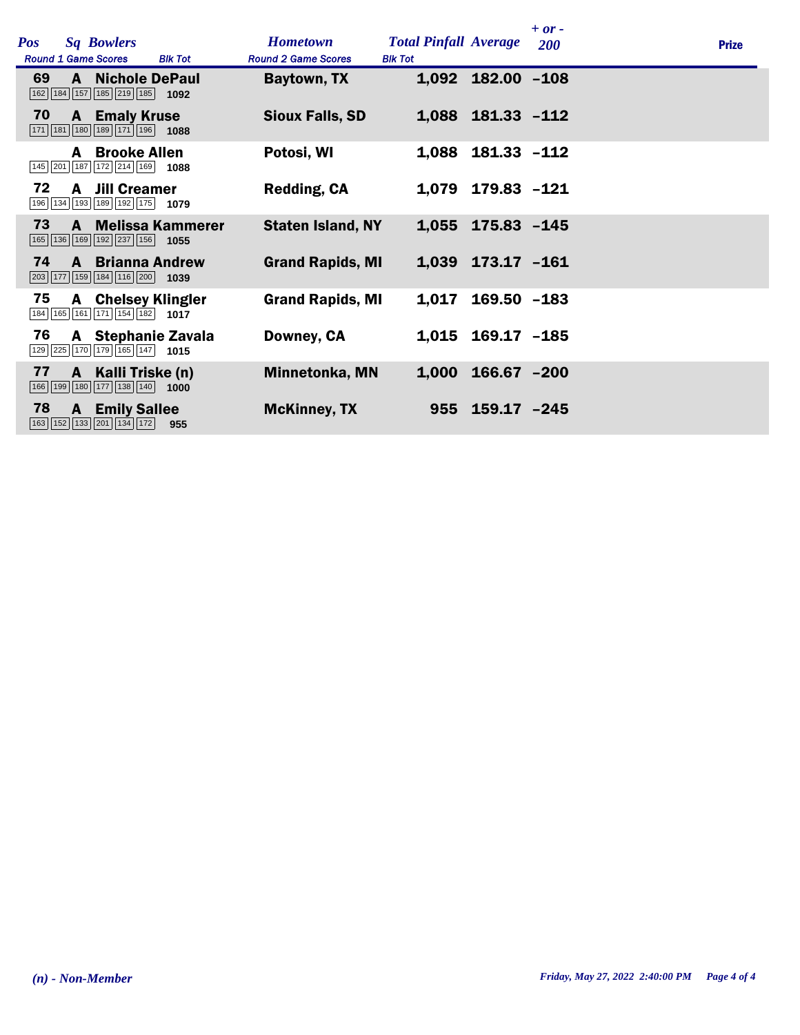| Pos | Sq | Bowlers | Round 1 Game Scores | Blk Tot | Hometown | Total Pinfall | Average | + or - 200 | Prize |
|---|---|---|---|---|---|---|---|---|---|
| 69 | A | Nichole DePaul | 162 184 157 185 219 185 | 1092 | Baytown, TX | 1,092 | 182.00 | -108 | |
| 70 | A | Emaly Kruse | 171 181 180 189 171 196 | 1088 | Sioux Falls, SD | 1,088 | 181.33 | -112 | |
| | A | Brooke Allen | 145 201 187 172 214 169 | 1088 | Potosi, WI | 1,088 | 181.33 | -112 | |
| 72 | A | Jill Creamer | 196 134 193 189 192 175 | 1079 | Redding, CA | 1,079 | 179.83 | -121 | |
| 73 | A | Melissa Kammerer | 165 136 169 192 237 156 | 1055 | Staten Island, NY | 1,055 | 175.83 | -145 | |
| 74 | A | Brianna Andrew | 203 177 159 184 116 200 | 1039 | Grand Rapids, MI | 1,039 | 173.17 | -161 | |
| 75 | A | Chelsey Klingler | 184 165 161 171 154 182 | 1017 | Grand Rapids, MI | 1,017 | 169.50 | -183 | |
| 76 | A | Stephanie Zavala | 129 225 170 179 165 147 | 1015 | Downey, CA | 1,015 | 169.17 | -185 | |
| 77 | A | Kalli Triske (n) | 166 199 180 177 138 140 | 1000 | Minnetonka, MN | 1,000 | 166.67 | -200 | |
| 78 | A | Emily Sallee | 163 152 133 201 134 172 | 955 | McKinney, TX | 955 | 159.17 | -245 | |

*(n) - Non-Member*

*Friday, May 27, 2022 2:40:00 PM*